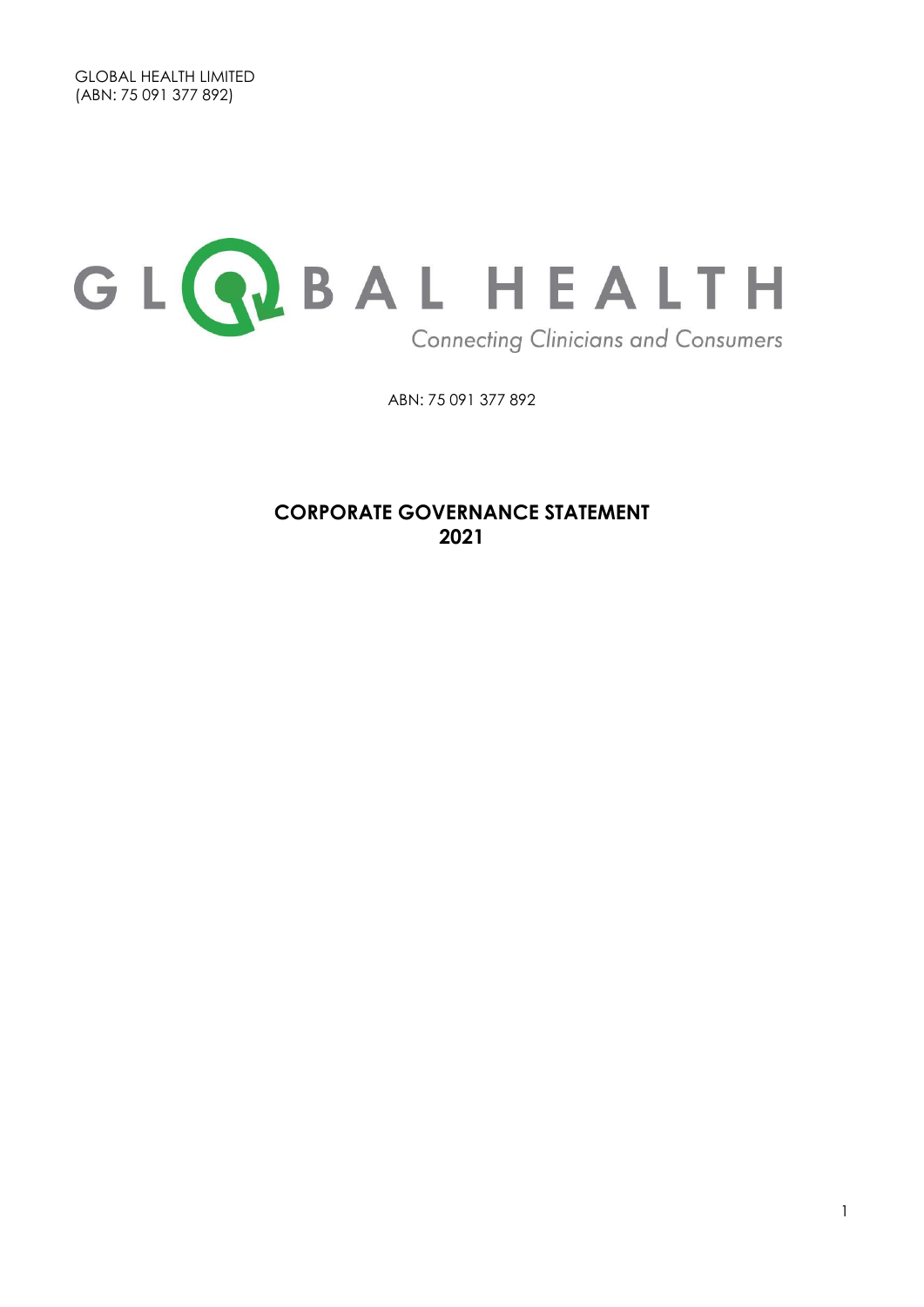GLOBAL HEALTH LIMITED
(ABN: 75 091 377 892)

GLOBAL HEALTH

Connecting Clinicians and Consumers

ABN: 75 091 377 892

# CORPORATE GOVERNANCE STATEMENT 2021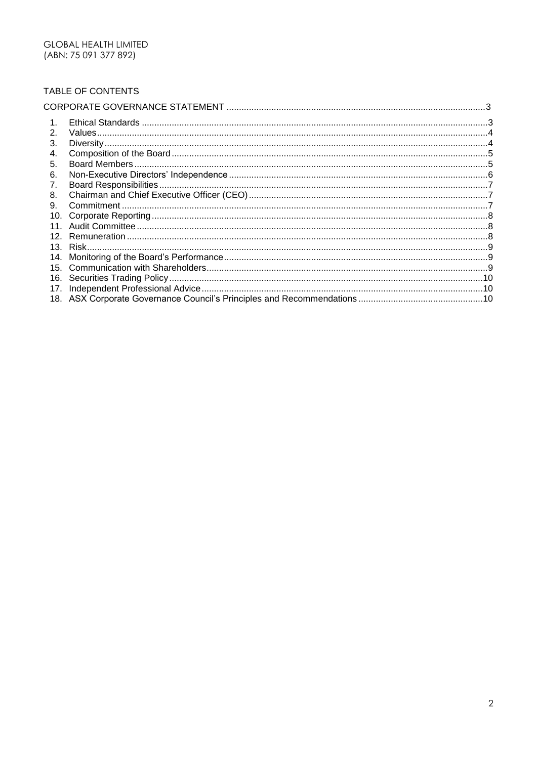GLOBAL HEALTH LIMITED
(ABN: 75 091 377 892)

TABLE OF CONTENTS

CORPORATE GOVERNANCE STATEMENT ....................................................................................................3

1. Ethical Standards ..........................................................................................................................3
2. Values..........................................................................................................................................4
3. Diversity.......................................................................................................................................4
4. Composition of the Board.............................................................................................................5
5. Board Members............................................................................................................................5
6. Non-Executive Directors' Independence.......................................................................................6
7. Board Responsibilities..................................................................................................................7
8. Chairman and Chief Executive Officer (CEO)...............................................................................7
9. Commitment.................................................................................................................................7
10. Corporate Reporting.....................................................................................................................8
11. Audit Committee...........................................................................................................................8
12. Remuneration...............................................................................................................................8
13. Risk..............................................................................................................................................9
14. Monitoring of the Board's Performance.........................................................................................9
15. Communication with Shareholders................................................................................................9
16. Securities Trading Policy.............................................................................................................10
17. Independent Professional Advice................................................................................................10
18. ASX Corporate Governance Council's Principles and Recommendations.................................10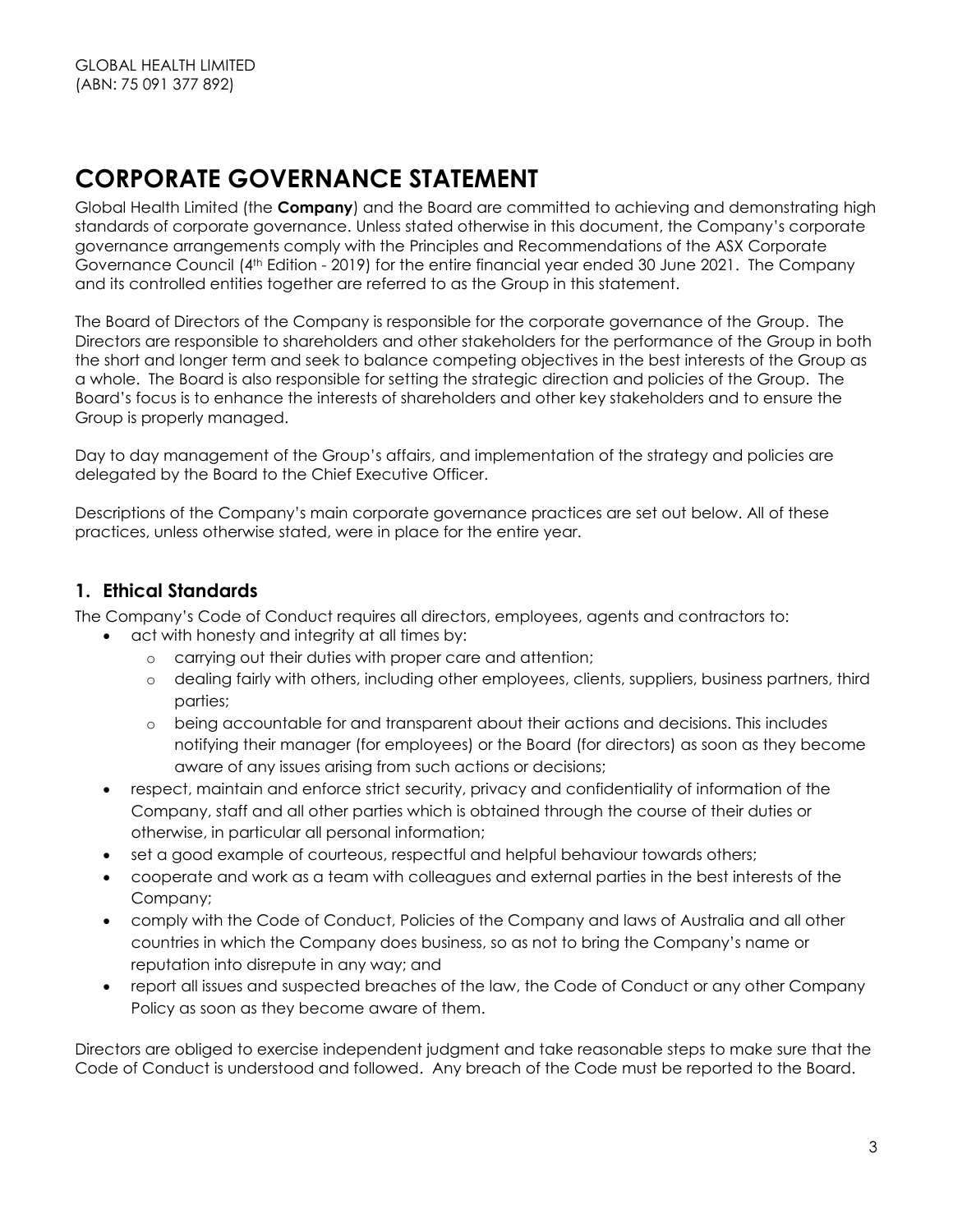GLOBAL HEALTH LIMITED
(ABN: 75 091 377 892)

# CORPORATE GOVERNANCE STATEMENT

Global Health Limited (the **Company**) and the Board are committed to achieving and demonstrating high standards of corporate governance. Unless stated otherwise in this document, the Company's corporate governance arrangements comply with the Principles and Recommendations of the ASX Corporate Governance Council (4th Edition - 2019) for the entire financial year ended 30 June 2021. The Company and its controlled entities together are referred to as the Group in this statement.

The Board of Directors of the Company is responsible for the corporate governance of the Group. The Directors are responsible to shareholders and other stakeholders for the performance of the Group in both the short and longer term and seek to balance competing objectives in the best interests of the Group as a whole. The Board is also responsible for setting the strategic direction and policies of the Group. The Board's focus is to enhance the interests of shareholders and other key stakeholders and to ensure the Group is properly managed.

Day to day management of the Group's affairs, and implementation of the strategy and policies are delegated by the Board to the Chief Executive Officer.

Descriptions of the Company's main corporate governance practices are set out below. All of these practices, unless otherwise stated, were in place for the entire year.

## 1. Ethical Standards

The Company's Code of Conduct requires all directors, employees, agents and contractors to:

- act with honesty and integrity at all times by:
  - carrying out their duties with proper care and attention;
  - dealing fairly with others, including other employees, clients, suppliers, business partners, third parties;
  - being accountable for and transparent about their actions and decisions. This includes notifying their manager (for employees) or the Board (for directors) as soon as they become aware of any issues arising from such actions or decisions;
- respect, maintain and enforce strict security, privacy and confidentiality of information of the Company, staff and all other parties which is obtained through the course of their duties or otherwise, in particular all personal information;
- set a good example of courteous, respectful and helpful behaviour towards others;
- cooperate and work as a team with colleagues and external parties in the best interests of the Company;
- comply with the Code of Conduct, Policies of the Company and laws of Australia and all other countries in which the Company does business, so as not to bring the Company's name or reputation into disrepute in any way; and
- report all issues and suspected breaches of the law, the Code of Conduct or any other Company Policy as soon as they become aware of them.

Directors are obliged to exercise independent judgment and take reasonable steps to make sure that the Code of Conduct is understood and followed. Any breach of the Code must be reported to the Board.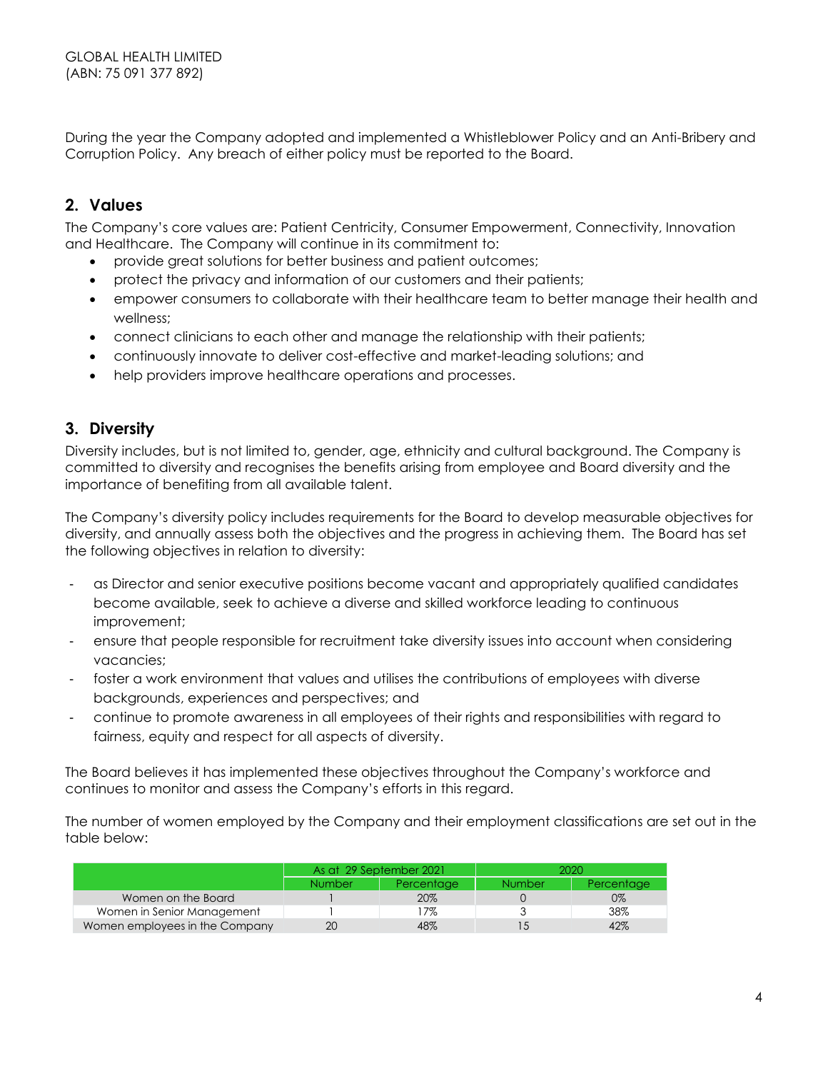During the year the Company adopted and implemented a Whistleblower Policy and an Anti-Bribery and Corruption Policy. Any breach of either policy must be reported to the Board.

## 2. Values

The Company's core values are: Patient Centricity, Consumer Empowerment, Connectivity, Innovation and Healthcare. The Company will continue in its commitment to:

- provide great solutions for better business and patient outcomes;
- protect the privacy and information of our customers and their patients;
- empower consumers to collaborate with their healthcare team to better manage their health and wellness;
- connect clinicians to each other and manage the relationship with their patients;
- continuously innovate to deliver cost-effective and market-leading solutions; and
- help providers improve healthcare operations and processes.

## 3. Diversity

Diversity includes, but is not limited to, gender, age, ethnicity and cultural background. The Company is committed to diversity and recognises the benefits arising from employee and Board diversity and the importance of benefiting from all available talent.

The Company's diversity policy includes requirements for the Board to develop measurable objectives for diversity, and annually assess both the objectives and the progress in achieving them. The Board has set the following objectives in relation to diversity:

- as Director and senior executive positions become vacant and appropriately qualified candidates become available, seek to achieve a diverse and skilled workforce leading to continuous improvement;
- ensure that people responsible for recruitment take diversity issues into account when considering vacancies;
- foster a work environment that values and utilises the contributions of employees with diverse backgrounds, experiences and perspectives; and
- continue to promote awareness in all employees of their rights and responsibilities with regard to fairness, equity and respect for all aspects of diversity.

The Board believes it has implemented these objectives throughout the Company's workforce and continues to monitor and assess the Company's efforts in this regard.

The number of women employed by the Company and their employment classifications are set out in the table below:

| | As at 29 September 2021 | | 2020 | |
|---|---|---|---|---|
| | Number | Percentage | Number | Percentage |
| Women on the Board | 1 | 20% | 0 | 0% |
| Women in Senior Management | 1 | 17% | 3 | 38% |
| Women employees in the Company | 20 | 48% | 15 | 42% |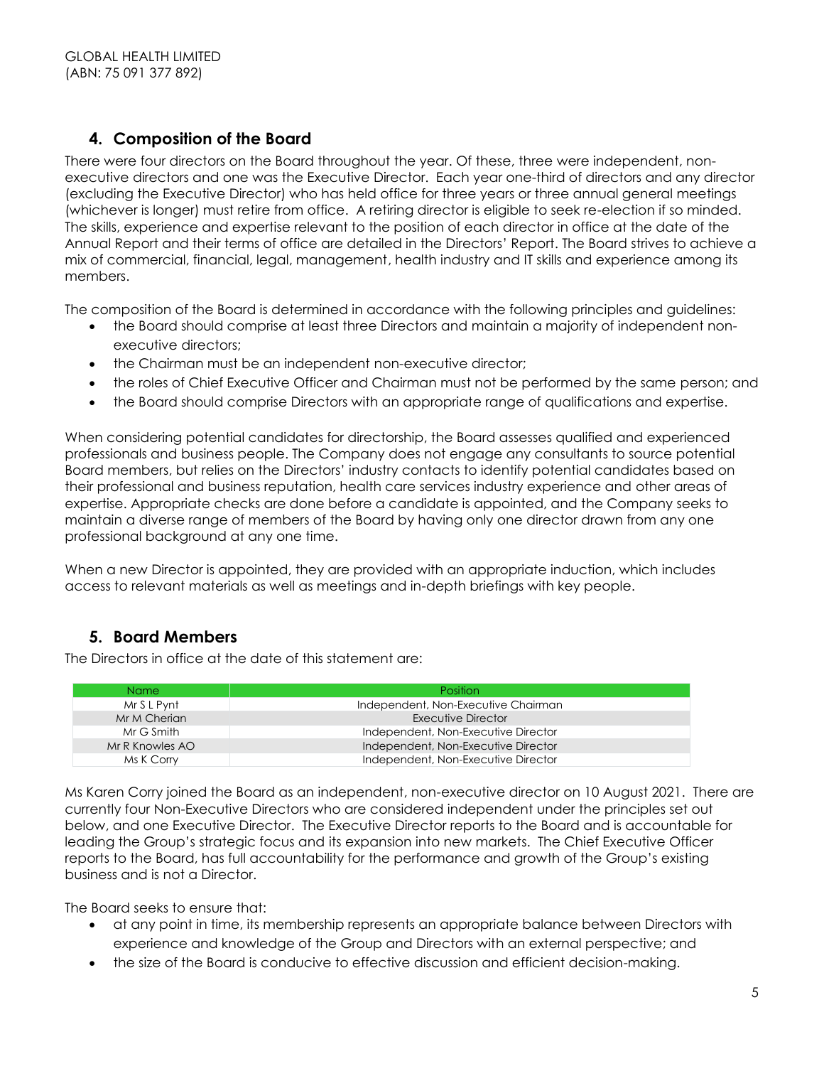## 4. Composition of the Board

There were four directors on the Board throughout the year. Of these, three were independent, non-executive directors and one was the Executive Director. Each year one-third of directors and any director (excluding the Executive Director) who has held office for three years or three annual general meetings (whichever is longer) must retire from office. A retiring director is eligible to seek re-election if so minded. The skills, experience and expertise relevant to the position of each director in office at the date of the Annual Report and their terms of office are detailed in the Directors' Report. The Board strives to achieve a mix of commercial, financial, legal, management, health industry and IT skills and experience among its members.

The composition of the Board is determined in accordance with the following principles and guidelines:

- the Board should comprise at least three Directors and maintain a majority of independent non-executive directors;
- the Chairman must be an independent non-executive director;
- the roles of Chief Executive Officer and Chairman must not be performed by the same person; and
- the Board should comprise Directors with an appropriate range of qualifications and expertise.

When considering potential candidates for directorship, the Board assesses qualified and experienced professionals and business people. The Company does not engage any consultants to source potential Board members, but relies on the Directors' industry contacts to identify potential candidates based on their professional and business reputation, health care services industry experience and other areas of expertise. Appropriate checks are done before a candidate is appointed, and the Company seeks to maintain a diverse range of members of the Board by having only one director drawn from any one professional background at any one time.

When a new Director is appointed, they are provided with an appropriate induction, which includes access to relevant materials as well as meetings and in-depth briefings with key people.

## 5. Board Members

The Directors in office at the date of this statement are:

| Name | Position |
|---|---|
| Mr S L Pynt | Independent, Non-Executive Chairman |
| Mr M Cherian | Executive Director |
| Mr G Smith | Independent, Non-Executive Director |
| Mr R Knowles AO | Independent, Non-Executive Director |
| Ms K Corry | Independent, Non-Executive Director |

Ms Karen Corry joined the Board as an independent, non-executive director on 10 August 2021. There are currently four Non-Executive Directors who are considered independent under the principles set out below, and one Executive Director. The Executive Director reports to the Board and is accountable for leading the Group's strategic focus and its expansion into new markets. The Chief Executive Officer reports to the Board, has full accountability for the performance and growth of the Group's existing business and is not a Director.

The Board seeks to ensure that:

- at any point in time, its membership represents an appropriate balance between Directors with experience and knowledge of the Group and Directors with an external perspective; and
- the size of the Board is conducive to effective discussion and efficient decision-making.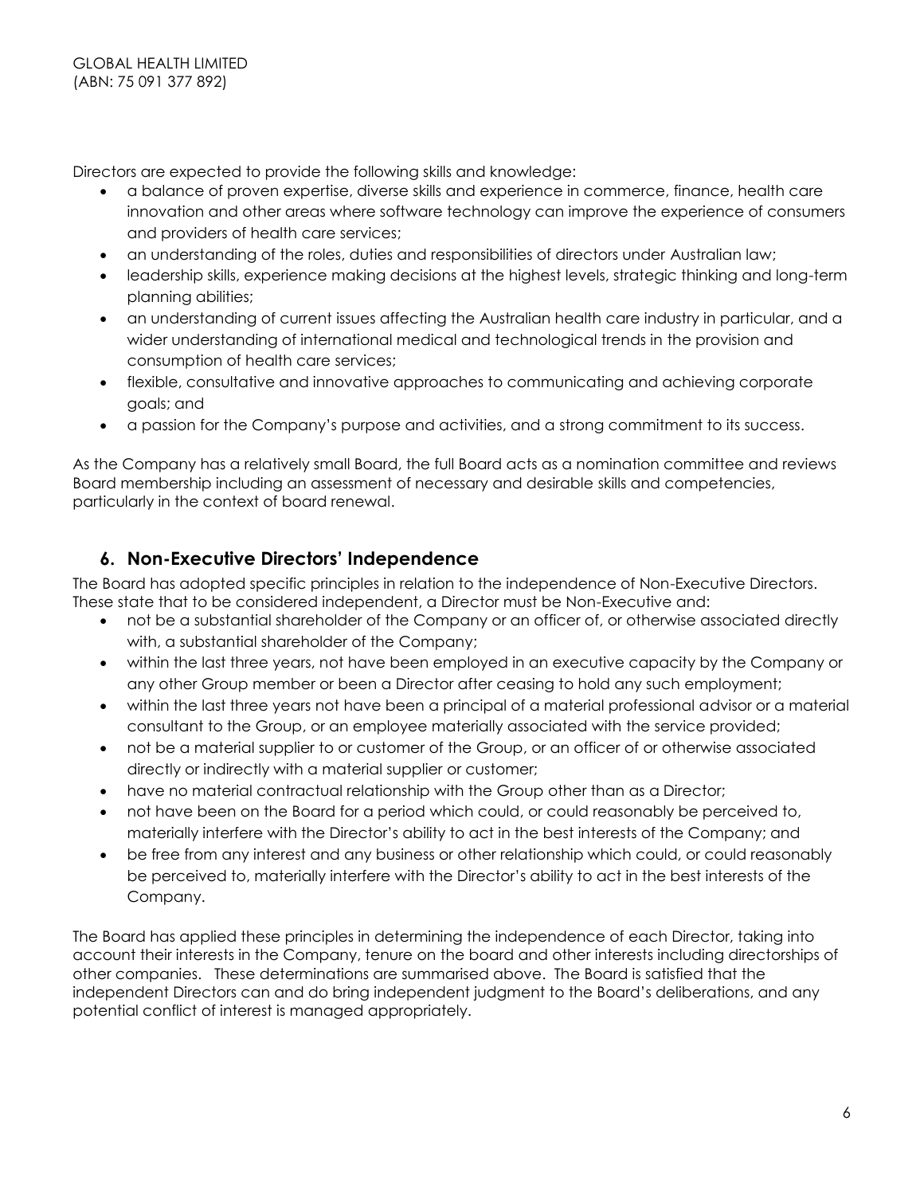Directors are expected to provide the following skills and knowledge:

- a balance of proven expertise, diverse skills and experience in commerce, finance, health care innovation and other areas where software technology can improve the experience of consumers and providers of health care services;
- an understanding of the roles, duties and responsibilities of directors under Australian law;
- leadership skills, experience making decisions at the highest levels, strategic thinking and long-term planning abilities;
- an understanding of current issues affecting the Australian health care industry in particular, and a wider understanding of international medical and technological trends in the provision and consumption of health care services;
- flexible, consultative and innovative approaches to communicating and achieving corporate goals; and
- a passion for the Company's purpose and activities, and a strong commitment to its success.

As the Company has a relatively small Board, the full Board acts as a nomination committee and reviews Board membership including an assessment of necessary and desirable skills and competencies, particularly in the context of board renewal.

## 6. Non-Executive Directors' Independence

The Board has adopted specific principles in relation to the independence of Non-Executive Directors. These state that to be considered independent, a Director must be Non-Executive and:

- not be a substantial shareholder of the Company or an officer of, or otherwise associated directly with, a substantial shareholder of the Company;
- within the last three years, not have been employed in an executive capacity by the Company or any other Group member or been a Director after ceasing to hold any such employment;
- within the last three years not have been a principal of a material professional advisor or a material consultant to the Group, or an employee materially associated with the service provided;
- not be a material supplier to or customer of the Group, or an officer of or otherwise associated directly or indirectly with a material supplier or customer;
- have no material contractual relationship with the Group other than as a Director;
- not have been on the Board for a period which could, or could reasonably be perceived to, materially interfere with the Director's ability to act in the best interests of the Company; and
- be free from any interest and any business or other relationship which could, or could reasonably be perceived to, materially interfere with the Director's ability to act in the best interests of the Company.

The Board has applied these principles in determining the independence of each Director, taking into account their interests in the Company, tenure on the board and other interests including directorships of other companies. These determinations are summarised above. The Board is satisfied that the independent Directors can and do bring independent judgment to the Board's deliberations, and any potential conflict of interest is managed appropriately.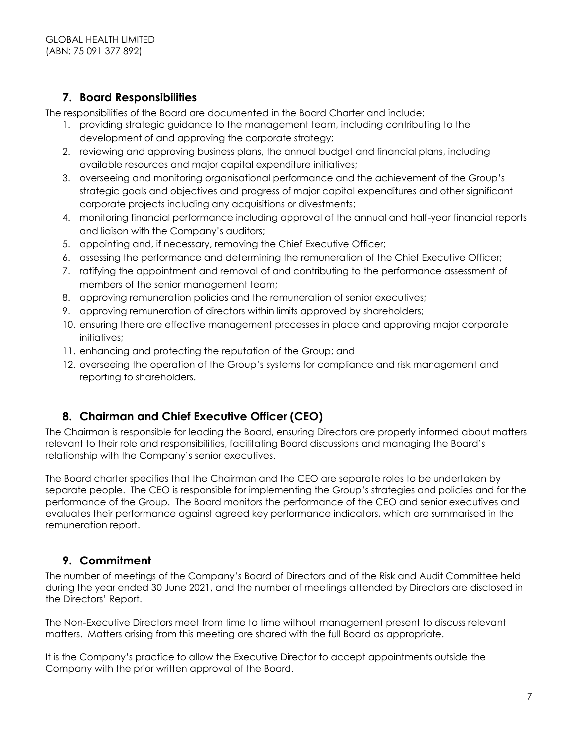## 7. Board Responsibilities

The responsibilities of the Board are documented in the Board Charter and include:

1. providing strategic guidance to the management team, including contributing to the development of and approving the corporate strategy;
2. reviewing and approving business plans, the annual budget and financial plans, including available resources and major capital expenditure initiatives;
3. overseeing and monitoring organisational performance and the achievement of the Group's strategic goals and objectives and progress of major capital expenditures and other significant corporate projects including any acquisitions or divestments;
4. monitoring financial performance including approval of the annual and half-year financial reports and liaison with the Company's auditors;
5. appointing and, if necessary, removing the Chief Executive Officer;
6. assessing the performance and determining the remuneration of the Chief Executive Officer;
7. ratifying the appointment and removal of and contributing to the performance assessment of members of the senior management team;
8. approving remuneration policies and the remuneration of senior executives;
9. approving remuneration of directors within limits approved by shareholders;
10. ensuring there are effective management processes in place and approving major corporate initiatives;
11. enhancing and protecting the reputation of the Group; and
12. overseeing the operation of the Group's systems for compliance and risk management and reporting to shareholders.

## 8. Chairman and Chief Executive Officer (CEO)

The Chairman is responsible for leading the Board, ensuring Directors are properly informed about matters relevant to their role and responsibilities, facilitating Board discussions and managing the Board's relationship with the Company's senior executives.

The Board charter specifies that the Chairman and the CEO are separate roles to be undertaken by separate people. The CEO is responsible for implementing the Group's strategies and policies and for the performance of the Group. The Board monitors the performance of the CEO and senior executives and evaluates their performance against agreed key performance indicators, which are summarised in the remuneration report.

## 9. Commitment

The number of meetings of the Company's Board of Directors and of the Risk and Audit Committee held during the year ended 30 June 2021, and the number of meetings attended by Directors are disclosed in the Directors' Report.

The Non-Executive Directors meet from time to time without management present to discuss relevant matters. Matters arising from this meeting are shared with the full Board as appropriate.

It is the Company's practice to allow the Executive Director to accept appointments outside the Company with the prior written approval of the Board.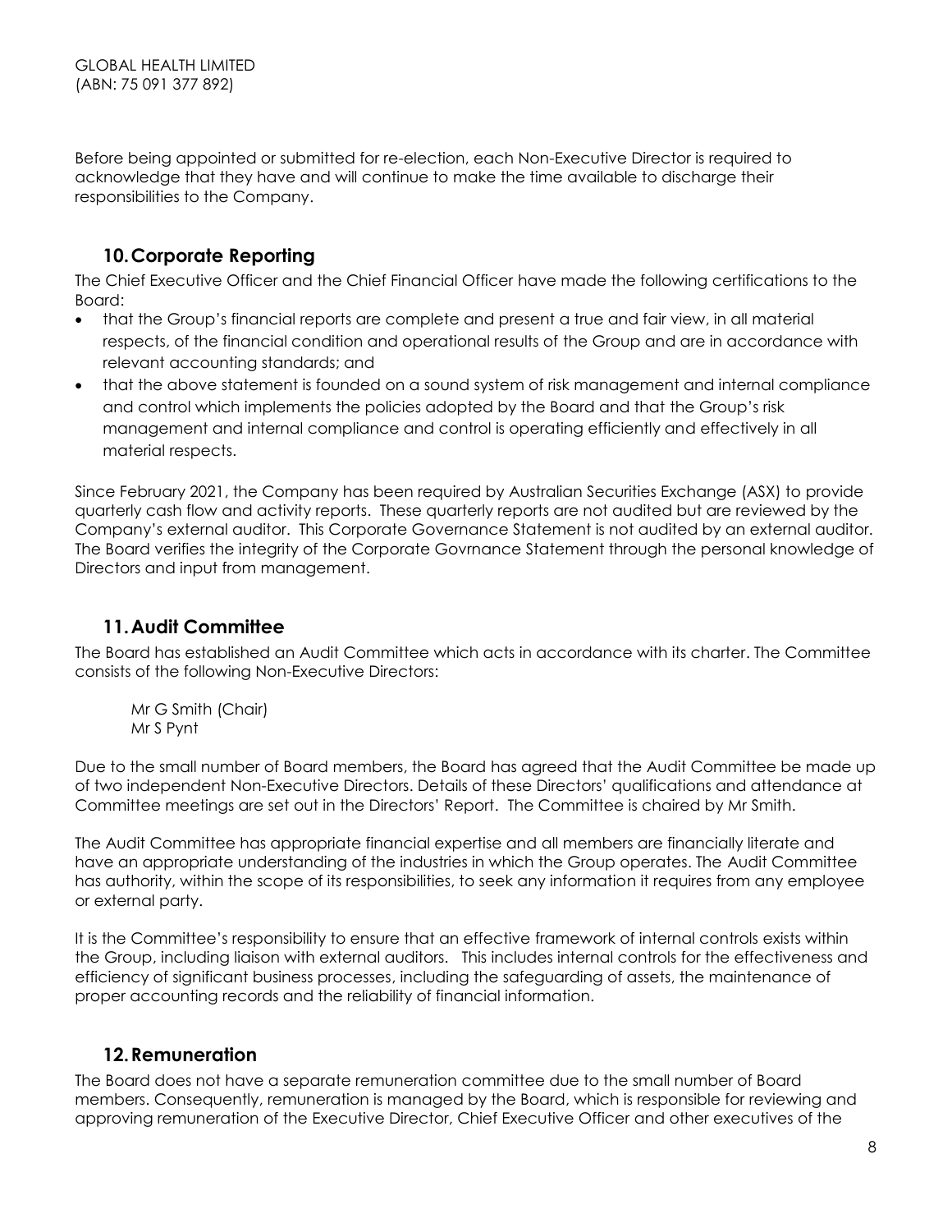Before being appointed or submitted for re-election, each Non-Executive Director is required to acknowledge that they have and will continue to make the time available to discharge their responsibilities to the Company.

## 10. Corporate Reporting

The Chief Executive Officer and the Chief Financial Officer have made the following certifications to the Board:

- that the Group's financial reports are complete and present a true and fair view, in all material respects, of the financial condition and operational results of the Group and are in accordance with relevant accounting standards; and
- that the above statement is founded on a sound system of risk management and internal compliance and control which implements the policies adopted by the Board and that the Group's risk management and internal compliance and control is operating efficiently and effectively in all material respects.

Since February 2021, the Company has been required by Australian Securities Exchange (ASX) to provide quarterly cash flow and activity reports. These quarterly reports are not audited but are reviewed by the Company's external auditor. This Corporate Governance Statement is not audited by an external auditor. The Board verifies the integrity of the Corporate Govrnance Statement through the personal knowledge of Directors and input from management.

## 11. Audit Committee

The Board has established an Audit Committee which acts in accordance with its charter. The Committee consists of the following Non-Executive Directors:

Mr G Smith (Chair)
Mr S Pynt

Due to the small number of Board members, the Board has agreed that the Audit Committee be made up of two independent Non-Executive Directors. Details of these Directors' qualifications and attendance at Committee meetings are set out in the Directors' Report. The Committee is chaired by Mr Smith.

The Audit Committee has appropriate financial expertise and all members are financially literate and have an appropriate understanding of the industries in which the Group operates. The Audit Committee has authority, within the scope of its responsibilities, to seek any information it requires from any employee or external party.

It is the Committee's responsibility to ensure that an effective framework of internal controls exists within the Group, including liaison with external auditors. This includes internal controls for the effectiveness and efficiency of significant business processes, including the safeguarding of assets, the maintenance of proper accounting records and the reliability of financial information.

## 12. Remuneration

The Board does not have a separate remuneration committee due to the small number of Board members. Consequently, remuneration is managed by the Board, which is responsible for reviewing and approving remuneration of the Executive Director, Chief Executive Officer and other executives of the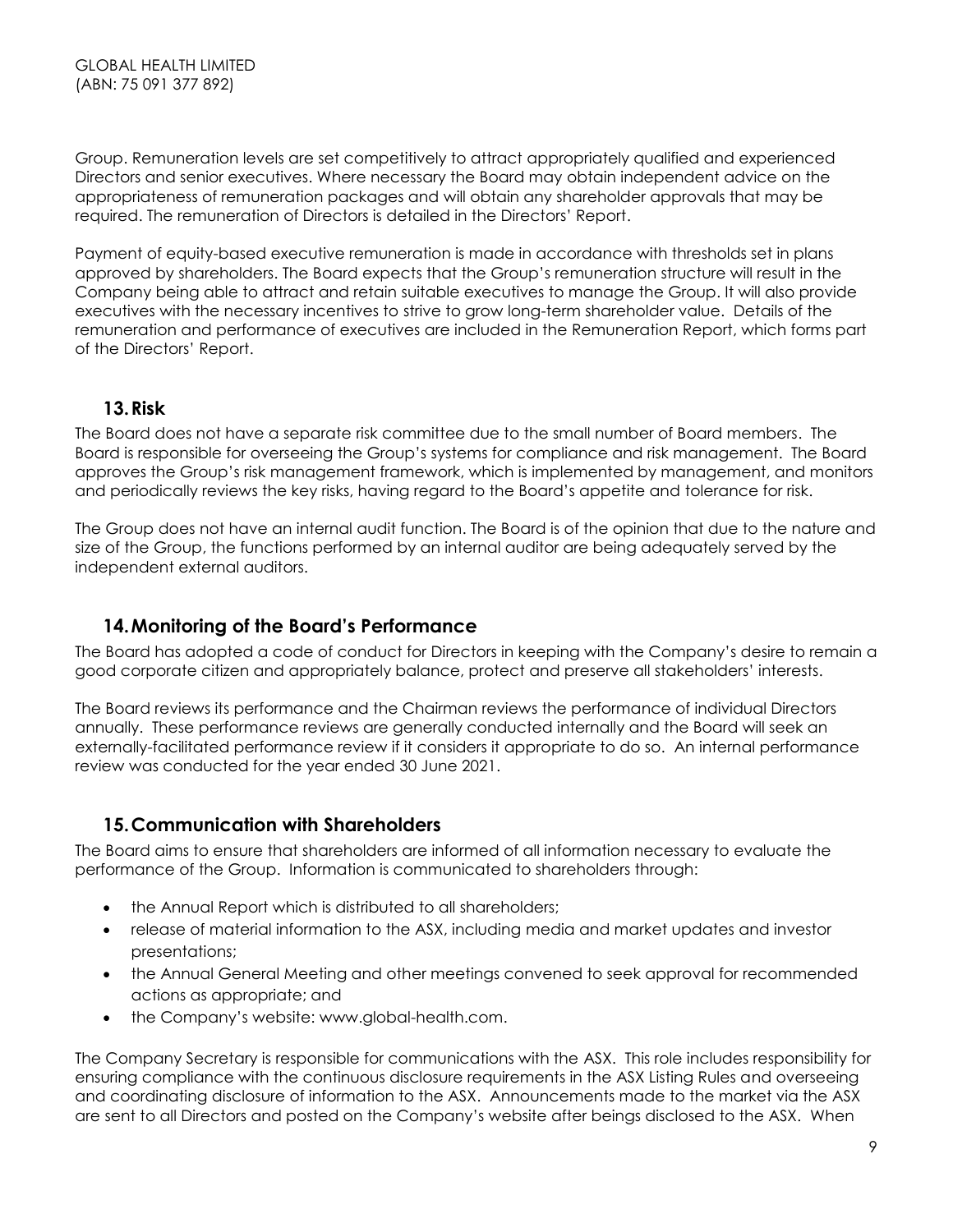Group. Remuneration levels are set competitively to attract appropriately qualified and experienced Directors and senior executives. Where necessary the Board may obtain independent advice on the appropriateness of remuneration packages and will obtain any shareholder approvals that may be required. The remuneration of Directors is detailed in the Directors' Report.

Payment of equity-based executive remuneration is made in accordance with thresholds set in plans approved by shareholders. The Board expects that the Group's remuneration structure will result in the Company being able to attract and retain suitable executives to manage the Group. It will also provide executives with the necessary incentives to strive to grow long-term shareholder value. Details of the remuneration and performance of executives are included in the Remuneration Report, which forms part of the Directors' Report.

## 13. Risk

The Board does not have a separate risk committee due to the small number of Board members. The Board is responsible for overseeing the Group's systems for compliance and risk management. The Board approves the Group's risk management framework, which is implemented by management, and monitors and periodically reviews the key risks, having regard to the Board's appetite and tolerance for risk.

The Group does not have an internal audit function. The Board is of the opinion that due to the nature and size of the Group, the functions performed by an internal auditor are being adequately served by the independent external auditors.

## 14. Monitoring of the Board's Performance

The Board has adopted a code of conduct for Directors in keeping with the Company's desire to remain a good corporate citizen and appropriately balance, protect and preserve all stakeholders' interests.

The Board reviews its performance and the Chairman reviews the performance of individual Directors annually. These performance reviews are generally conducted internally and the Board will seek an externally-facilitated performance review if it considers it appropriate to do so. An internal performance review was conducted for the year ended 30 June 2021.

## 15. Communication with Shareholders

The Board aims to ensure that shareholders are informed of all information necessary to evaluate the performance of the Group. Information is communicated to shareholders through:

- the Annual Report which is distributed to all shareholders;
- release of material information to the ASX, including media and market updates and investor presentations;
- the Annual General Meeting and other meetings convened to seek approval for recommended actions as appropriate; and
- the Company's website: www.global-health.com.

The Company Secretary is responsible for communications with the ASX. This role includes responsibility for ensuring compliance with the continuous disclosure requirements in the ASX Listing Rules and overseeing and coordinating disclosure of information to the ASX. Announcements made to the market via the ASX are sent to all Directors and posted on the Company's website after beings disclosed to the ASX. When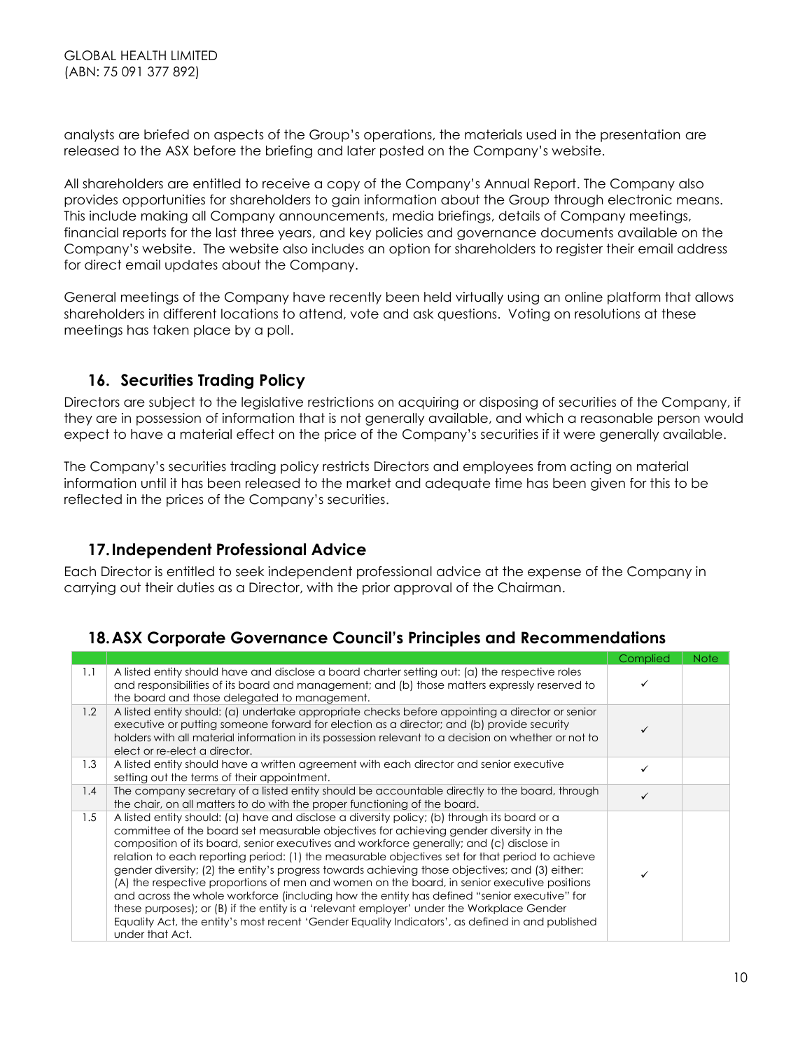analysts are briefed on aspects of the Group's operations, the materials used in the presentation are released to the ASX before the briefing and later posted on the Company's website.

All shareholders are entitled to receive a copy of the Company's Annual Report. The Company also provides opportunities for shareholders to gain information about the Group through electronic means. This include making all Company announcements, media briefings, details of Company meetings, financial reports for the last three years, and key policies and governance documents available on the Company's website. The website also includes an option for shareholders to register their email address for direct email updates about the Company.

General meetings of the Company have recently been held virtually using an online platform that allows shareholders in different locations to attend, vote and ask questions. Voting on resolutions at these meetings has taken place by a poll.

## 16. Securities Trading Policy

Directors are subject to the legislative restrictions on acquiring or disposing of securities of the Company, if they are in possession of information that is not generally available, and which a reasonable person would expect to have a material effect on the price of the Company's securities if it were generally available.

The Company's securities trading policy restricts Directors and employees from acting on material information until it has been released to the market and adequate time has been given for this to be reflected in the prices of the Company's securities.

## 17. Independent Professional Advice

Each Director is entitled to seek independent professional advice at the expense of the Company in carrying out their duties as a Director, with the prior approval of the Chairman.

## 18. ASX Corporate Governance Council's Principles and Recommendations

| | | Complied | Note |
|---|---|---|---|
| 1.1 | A listed entity should have and disclose a board charter setting out: (a) the respective roles and responsibilities of its board and management; and (b) those matters expressly reserved to the board and those delegated to management. | ✓ | |
| 1.2 | A listed entity should: (a) undertake appropriate checks before appointing a director or senior executive or putting someone forward for election as a director; and (b) provide security holders with all material information in its possession relevant to a decision on whether or not to elect or re-elect a director. | ✓ | |
| 1.3 | A listed entity should have a written agreement with each director and senior executive setting out the terms of their appointment. | ✓ | |
| 1.4 | The company secretary of a listed entity should be accountable directly to the board, through the chair, on all matters to do with the proper functioning of the board. | ✓ | |
| 1.5 | A listed entity should: (a) have and disclose a diversity policy; (b) through its board or a committee of the board set measurable objectives for achieving gender diversity in the composition of its board, senior executives and workforce generally; and (c) disclose in relation to each reporting period: (1) the measurable objectives set for that period to achieve gender diversity; (2) the entity's progress towards achieving those objectives; and (3) either: (A) the respective proportions of men and women on the board, in senior executive positions and across the whole workforce (including how the entity has defined "senior executive" for these purposes); or (B) if the entity is a 'relevant employer' under the Workplace Gender Equality Act, the entity's most recent 'Gender Equality Indicators', as defined in and published under that Act. | ✓ | |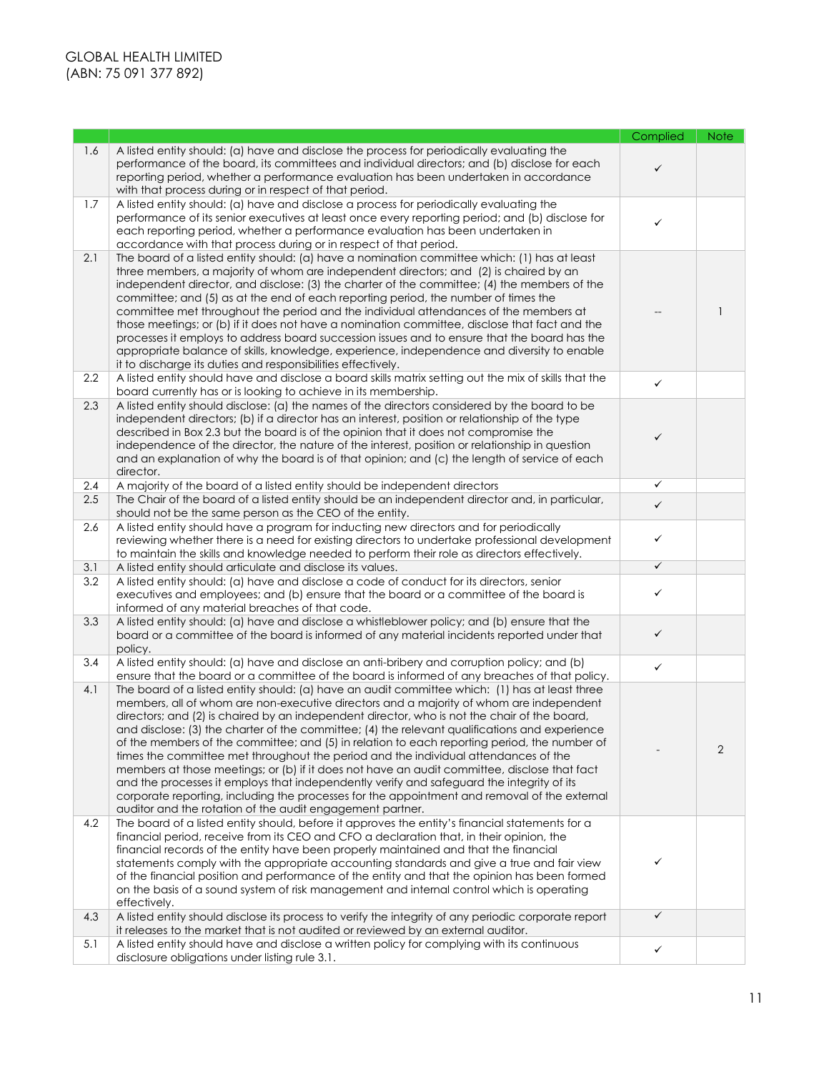GLOBAL HEALTH LIMITED
(ABN: 75 091 377 892)

| | | Complied | Note |
|---|---|---|---|
| 1.6 | A listed entity should: (a) have and disclose the process for periodically evaluating the performance of the board, its committees and individual directors; and (b) disclose for each reporting period, whether a performance evaluation has been undertaken in accordance with that process during or in respect of that period. | ✓ | |
| 1.7 | A listed entity should: (a) have and disclose a process for periodically evaluating the performance of its senior executives at least once every reporting period; and (b) disclose for each reporting period, whether a performance evaluation has been undertaken in accordance with that process during or in respect of that period. | ✓ | |
| 2.1 | The board of a listed entity should: (a) have a nomination committee which: (1) has at least three members, a majority of whom are independent directors; and (2) is chaired by an independent director, and disclose: (3) the charter of the committee; (4) the members of the committee; and (5) as at the end of each reporting period, the number of times the committee met throughout the period and the individual attendances of the members at those meetings; or (b) if it does not have a nomination committee, disclose that fact and the processes it employs to address board succession issues and to ensure that the board has the appropriate balance of skills, knowledge, experience, independence and diversity to enable it to discharge its duties and responsibilities effectively. | -- | 1 |
| 2.2 | A listed entity should have and disclose a board skills matrix setting out the mix of skills that the board currently has or is looking to achieve in its membership. | ✓ | |
| 2.3 | A listed entity should disclose: (a) the names of the directors considered by the board to be independent directors; (b) if a director has an interest, position or relationship of the type described in Box 2.3 but the board is of the opinion that it does not compromise the independence of the director, the nature of the interest, position or relationship in question and an explanation of why the board is of that opinion; and (c) the length of service of each director. | ✓ | |
| 2.4 | A majority of the board of a listed entity should be independent directors | ✓ | |
| 2.5 | The Chair of the board of a listed entity should be an independent director and, in particular, should not be the same person as the CEO of the entity. | ✓ | |
| 2.6 | A listed entity should have a program for inducting new directors and for periodically reviewing whether there is a need for existing directors to undertake professional development to maintain the skills and knowledge needed to perform their role as directors effectively. | ✓ | |
| 3.1 | A listed entity should articulate and disclose its values. | ✓ | |
| 3.2 | A listed entity should: (a) have and disclose a code of conduct for its directors, senior executives and employees; and (b) ensure that the board or a committee of the board is informed of any material breaches of that code. | ✓ | |
| 3.3 | A listed entity should: (a) have and disclose a whistleblower policy; and (b) ensure that the board or a committee of the board is informed of any material incidents reported under that policy. | ✓ | |
| 3.4 | A listed entity should: (a) have and disclose an anti-bribery and corruption policy; and (b) ensure that the board or a committee of the board is informed of any breaches of that policy. | ✓ | |
| 4.1 | The board of a listed entity should: (a) have an audit committee which: (1) has at least three members, all of whom are non-executive directors and a majority of whom are independent directors; and (2) is chaired by an independent director, who is not the chair of the board, and disclose: (3) the charter of the committee; (4) the relevant qualifications and experience of the members of the committee; and (5) in relation to each reporting period, the number of times the committee met throughout the period and the individual attendances of the members at those meetings; or (b) if it does not have an audit committee, disclose that fact and the processes it employs that independently verify and safeguard the integrity of its corporate reporting, including the processes for the appointment and removal of the external auditor and the rotation of the audit engagement partner. | - | 2 |
| 4.2 | The board of a listed entity should, before it approves the entity's financial statements for a financial period, receive from its CEO and CFO a declaration that, in their opinion, the financial records of the entity have been properly maintained and that the financial statements comply with the appropriate accounting standards and give a true and fair view of the financial position and performance of the entity and that the opinion has been formed on the basis of a sound system of risk management and internal control which is operating effectively. | ✓ | |
| 4.3 | A listed entity should disclose its process to verify the integrity of any periodic corporate report it releases to the market that is not audited or reviewed by an external auditor. | ✓ | |
| 5.1 | A listed entity should have and disclose a written policy for complying with its continuous disclosure obligations under listing rule 3.1. | ✓ | |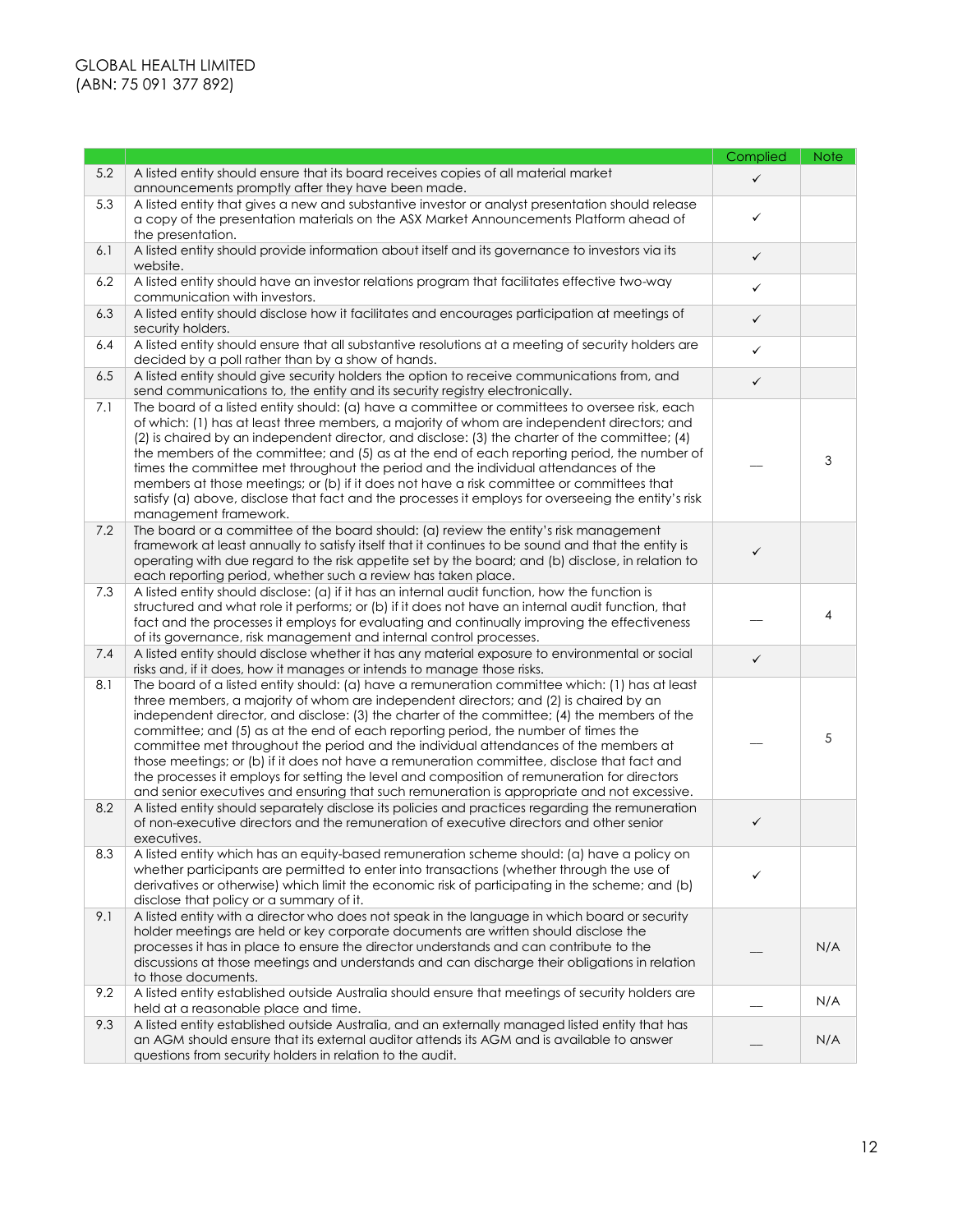| | | Complied | Note |
|---|---|---|---|
| 5.2 | A listed entity should ensure that its board receives copies of all material market announcements promptly after they have been made. | ✓ | |
| 5.3 | A listed entity that gives a new and substantive investor or analyst presentation should release a copy of the presentation materials on the ASX Market Announcements Platform ahead of the presentation. | ✓ | |
| 6.1 | A listed entity should provide information about itself and its governance to investors via its website. | ✓ | |
| 6.2 | A listed entity should have an investor relations program that facilitates effective two-way communication with investors. | ✓ | |
| 6.3 | A listed entity should disclose how it facilitates and encourages participation at meetings of security holders. | ✓ | |
| 6.4 | A listed entity should ensure that all substantive resolutions at a meeting of security holders are decided by a poll rather than by a show of hands. | ✓ | |
| 6.5 | A listed entity should give security holders the option to receive communications from, and send communications to, the entity and its security registry electronically. | ✓ | |
| 7.1 | The board of a listed entity should: (a) have a committee or committees to oversee risk, each of which: (1) has at least three members, a majority of whom are independent directors; and (2) is chaired by an independent director, and disclose: (3) the charter of the committee; (4) the members of the committee; and (5) as at the end of each reporting period, the number of times the committee met throughout the period and the individual attendances of the members at those meetings; or (b) if it does not have a risk committee or committees that satisfy (a) above, disclose that fact and the processes it employs for overseeing the entity's risk management framework. | — | 3 |
| 7.2 | The board or a committee of the board should: (a) review the entity's risk management framework at least annually to satisfy itself that it continues to be sound and that the entity is operating with due regard to the risk appetite set by the board; and (b) disclose, in relation to each reporting period, whether such a review has taken place. | ✓ | |
| 7.3 | A listed entity should disclose: (a) if it has an internal audit function, how the function is structured and what role it performs; or (b) if it does not have an internal audit function, that fact and the processes it employs for evaluating and continually improving the effectiveness of its governance, risk management and internal control processes. | — | 4 |
| 7.4 | A listed entity should disclose whether it has any material exposure to environmental or social risks and, if it does, how it manages or intends to manage those risks. | ✓ | |
| 8.1 | The board of a listed entity should: (a) have a remuneration committee which: (1) has at least three members, a majority of whom are independent directors; and (2) is chaired by an independent director, and disclose: (3) the charter of the committee; (4) the members of the committee; and (5) as at the end of each reporting period, the number of times the committee met throughout the period and the individual attendances of the members at those meetings; or (b) if it does not have a remuneration committee, disclose that fact and the processes it employs for setting the level and composition of remuneration for directors and senior executives and ensuring that such remuneration is appropriate and not excessive. | — | 5 |
| 8.2 | A listed entity should separately disclose its policies and practices regarding the remuneration of non-executive directors and the remuneration of executive directors and other senior executives. | ✓ | |
| 8.3 | A listed entity which has an equity-based remuneration scheme should: (a) have a policy on whether participants are permitted to enter into transactions (whether through the use of derivatives or otherwise) which limit the economic risk of participating in the scheme; and (b) disclose that policy or a summary of it. | ✓ | |
| 9.1 | A listed entity with a director who does not speak in the language in which board or security holder meetings are held or key corporate documents are written should disclose the processes it has in place to ensure the director understands and can contribute to the discussions at those meetings and understands and can discharge their obligations in relation to those documents. | — | N/A |
| 9.2 | A listed entity established outside Australia should ensure that meetings of security holders are held at a reasonable place and time. | — | N/A |
| 9.3 | A listed entity established outside Australia, and an externally managed listed entity that has an AGM should ensure that its external auditor attends its AGM and is available to answer questions from security holders in relation to the audit. | — | N/A |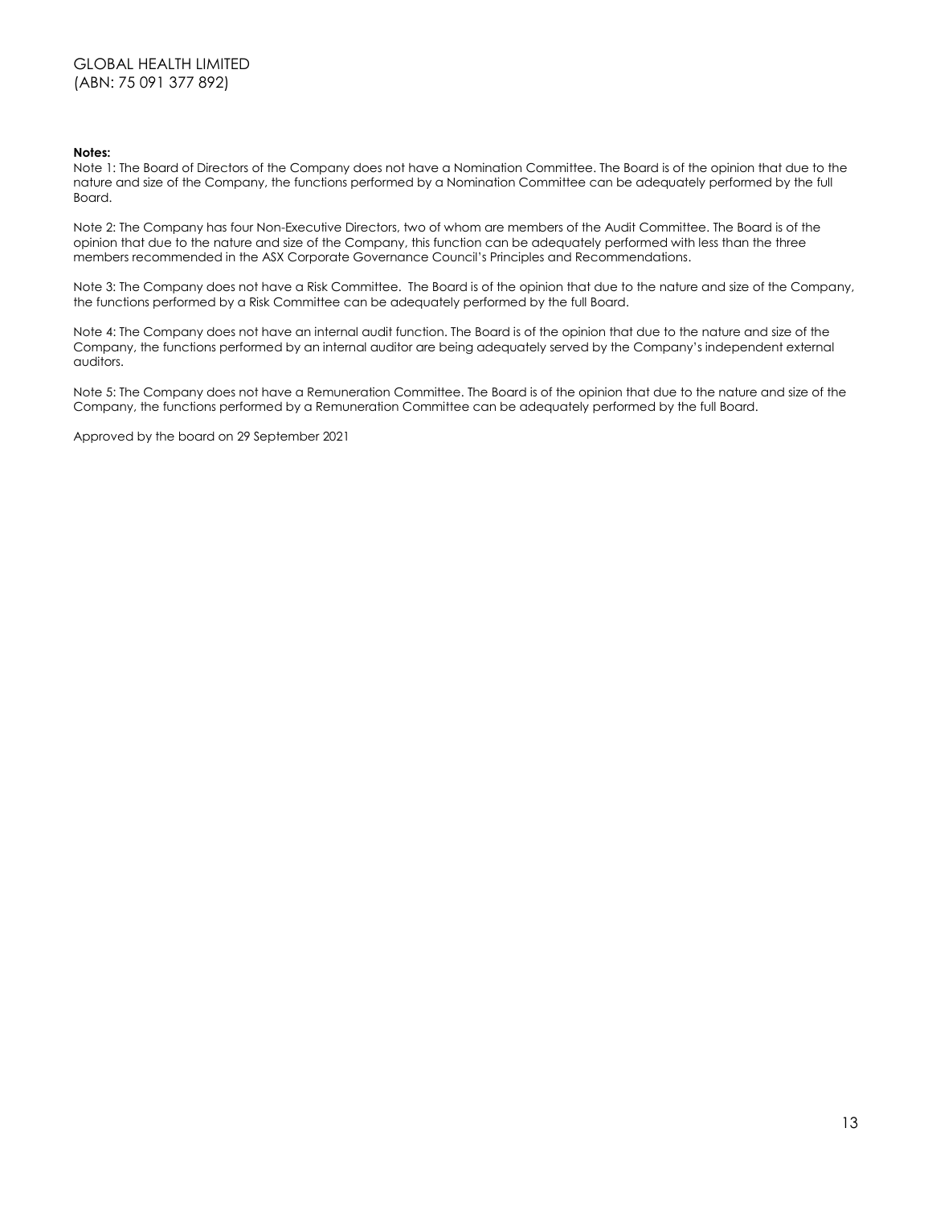**Notes:**

Note 1: The Board of Directors of the Company does not have a Nomination Committee. The Board is of the opinion that due to the nature and size of the Company, the functions performed by a Nomination Committee can be adequately performed by the full Board.

Note 2: The Company has four Non-Executive Directors, two of whom are members of the Audit Committee. The Board is of the opinion that due to the nature and size of the Company, this function can be adequately performed with less than the three members recommended in the ASX Corporate Governance Council's Principles and Recommendations.

Note 3: The Company does not have a Risk Committee. The Board is of the opinion that due to the nature and size of the Company, the functions performed by a Risk Committee can be adequately performed by the full Board.

Note 4: The Company does not have an internal audit function. The Board is of the opinion that due to the nature and size of the Company, the functions performed by an internal auditor are being adequately served by the Company's independent external auditors.

Note 5: The Company does not have a Remuneration Committee. The Board is of the opinion that due to the nature and size of the Company, the functions performed by a Remuneration Committee can be adequately performed by the full Board.

Approved by the board on 29 September 2021